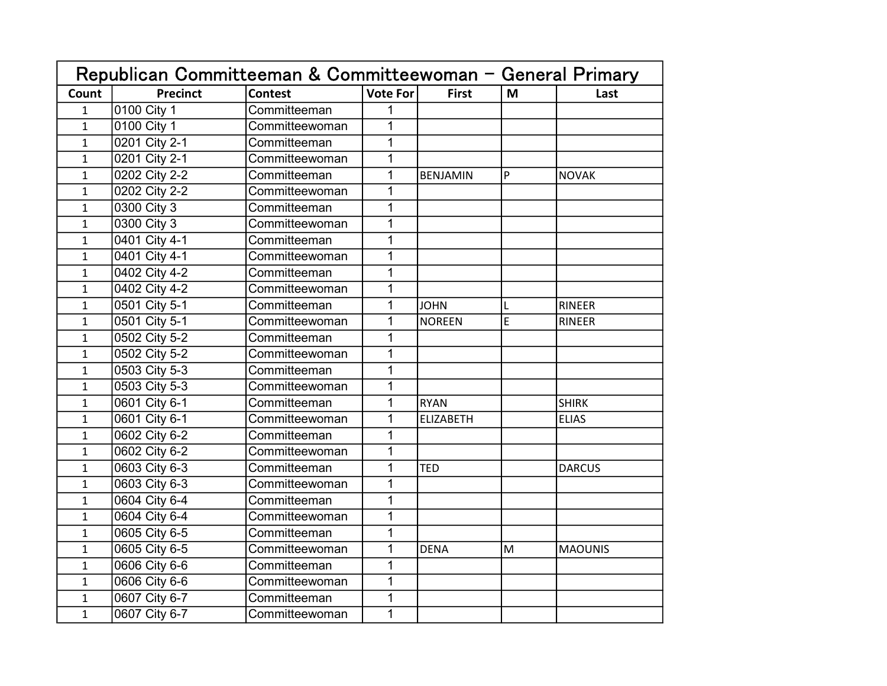| Republican Committeeman & Committeewoman - General Primary | | | | | | |
|---|---|---|---|---|---|---|
| Count | Precinct | Contest | Vote For | First | M | Last |
| 1 | 0100 City 1 | Committeeman | 1 | | | |
| 1 | 0100 City 1 | Committeewoman | 1 | | | |
| 1 | 0201 City 2-1 | Committeeman | 1 | | | |
| 1 | 0201 City 2-1 | Committeewoman | 1 | | | |
| 1 | 0202 City 2-2 | Committeeman | 1 | BENJAMIN | P | NOVAK |
| 1 | 0202 City 2-2 | Committeewoman | 1 | | | |
| 1 | 0300 City 3 | Committeeman | 1 | | | |
| 1 | 0300 City 3 | Committeewoman | 1 | | | |
| 1 | 0401 City 4-1 | Committeeman | 1 | | | |
| 1 | 0401 City 4-1 | Committeewoman | 1 | | | |
| 1 | 0402 City 4-2 | Committeeman | 1 | | | |
| 1 | 0402 City 4-2 | Committeewoman | 1 | | | |
| 1 | 0501 City 5-1 | Committeeman | 1 | JOHN | L | RINEER |
| 1 | 0501 City 5-1 | Committeewoman | 1 | NOREEN | E | RINEER |
| 1 | 0502 City 5-2 | Committeeman | 1 | | | |
| 1 | 0502 City 5-2 | Committeewoman | 1 | | | |
| 1 | 0503 City 5-3 | Committeeman | 1 | | | |
| 1 | 0503 City 5-3 | Committeewoman | 1 | | | |
| 1 | 0601 City 6-1 | Committeeman | 1 | RYAN | | SHIRK |
| 1 | 0601 City 6-1 | Committeewoman | 1 | ELIZABETH | | ELIAS |
| 1 | 0602 City 6-2 | Committeeman | 1 | | | |
| 1 | 0602 City 6-2 | Committeewoman | 1 | | | |
| 1 | 0603 City 6-3 | Committeeman | 1 | TED | | DARCUS |
| 1 | 0603 City 6-3 | Committeewoman | 1 | | | |
| 1 | 0604 City 6-4 | Committeeman | 1 | | | |
| 1 | 0604 City 6-4 | Committeewoman | 1 | | | |
| 1 | 0605 City 6-5 | Committeeman | 1 | | | |
| 1 | 0605 City 6-5 | Committeewoman | 1 | DENA | M | MAOUNIS |
| 1 | 0606 City 6-6 | Committeeman | 1 | | | |
| 1 | 0606 City 6-6 | Committeewoman | 1 | | | |
| 1 | 0607 City 6-7 | Committeeman | 1 | | | |
| 1 | 0607 City 6-7 | Committeewoman | 1 | | | |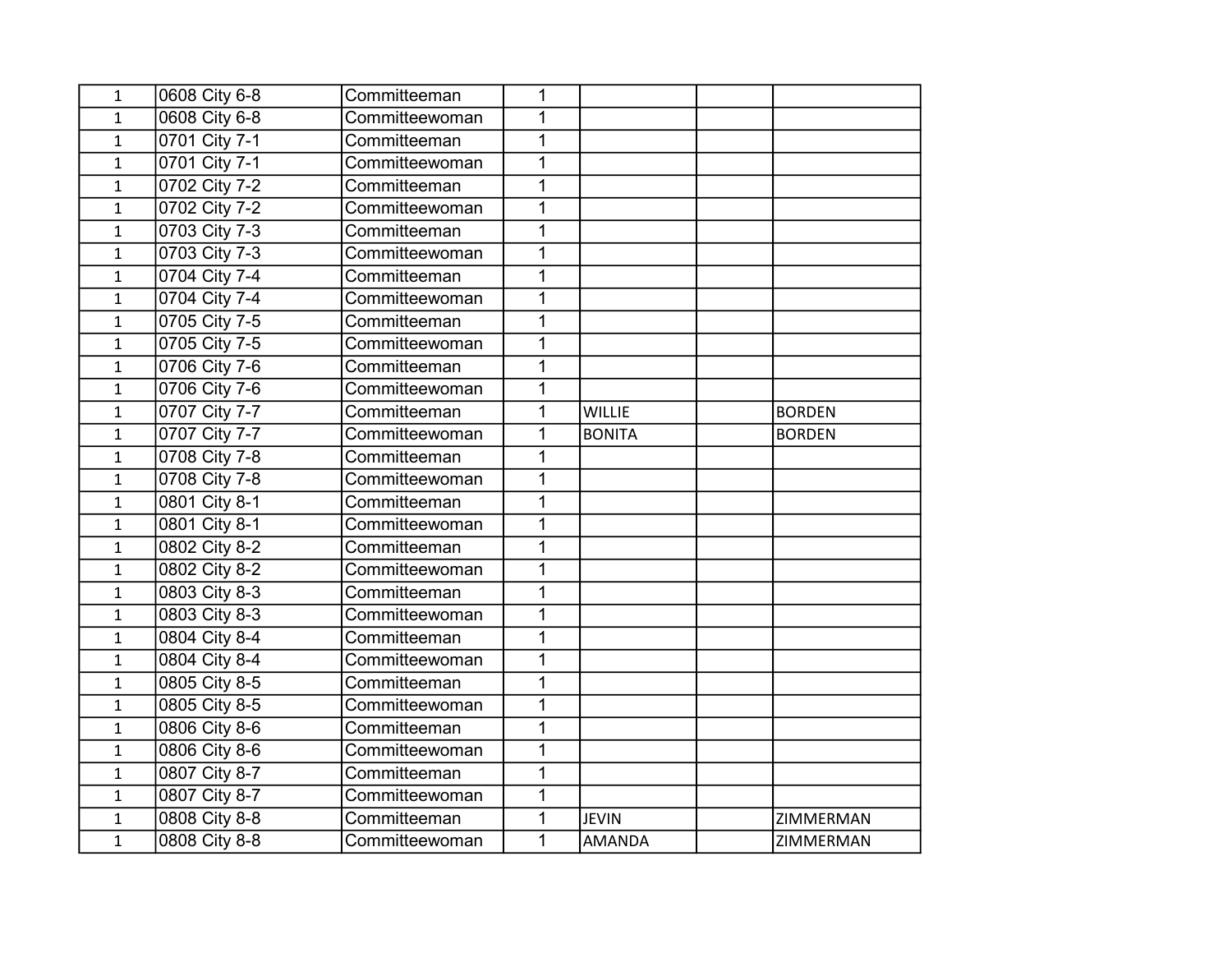| | | | | | | |
|---|---|---|---|---|---|---|
| 1 | 0608 City 6-8 | Committeeman | 1 | | | |
| 1 | 0608 City 6-8 | Committeewoman | 1 | | | |
| 1 | 0701 City 7-1 | Committeeman | 1 | | | |
| 1 | 0701 City 7-1 | Committeewoman | 1 | | | |
| 1 | 0702 City 7-2 | Committeeman | 1 | | | |
| 1 | 0702 City 7-2 | Committeewoman | 1 | | | |
| 1 | 0703 City 7-3 | Committeeman | 1 | | | |
| 1 | 0703 City 7-3 | Committeewoman | 1 | | | |
| 1 | 0704 City 7-4 | Committeeman | 1 | | | |
| 1 | 0704 City 7-4 | Committeewoman | 1 | | | |
| 1 | 0705 City 7-5 | Committeeman | 1 | | | |
| 1 | 0705 City 7-5 | Committeewoman | 1 | | | |
| 1 | 0706 City 7-6 | Committeeman | 1 | | | |
| 1 | 0706 City 7-6 | Committeewoman | 1 | | | |
| 1 | 0707 City 7-7 | Committeeman | 1 | WILLIE | | BORDEN |
| 1 | 0707 City 7-7 | Committeewoman | 1 | BONITA | | BORDEN |
| 1 | 0708 City 7-8 | Committeeman | 1 | | | |
| 1 | 0708 City 7-8 | Committeewoman | 1 | | | |
| 1 | 0801 City 8-1 | Committeeman | 1 | | | |
| 1 | 0801 City 8-1 | Committeewoman | 1 | | | |
| 1 | 0802 City 8-2 | Committeeman | 1 | | | |
| 1 | 0802 City 8-2 | Committeewoman | 1 | | | |
| 1 | 0803 City 8-3 | Committeeman | 1 | | | |
| 1 | 0803 City 8-3 | Committeewoman | 1 | | | |
| 1 | 0804 City 8-4 | Committeeman | 1 | | | |
| 1 | 0804 City 8-4 | Committeewoman | 1 | | | |
| 1 | 0805 City 8-5 | Committeeman | 1 | | | |
| 1 | 0805 City 8-5 | Committeewoman | 1 | | | |
| 1 | 0806 City 8-6 | Committeeman | 1 | | | |
| 1 | 0806 City 8-6 | Committeewoman | 1 | | | |
| 1 | 0807 City 8-7 | Committeeman | 1 | | | |
| 1 | 0807 City 8-7 | Committeewoman | 1 | | | |
| 1 | 0808 City 8-8 | Committeeman | 1 | JEVIN | | ZIMMERMAN |
| 1 | 0808 City 8-8 | Committeewoman | 1 | AMANDA | | ZIMMERMAN |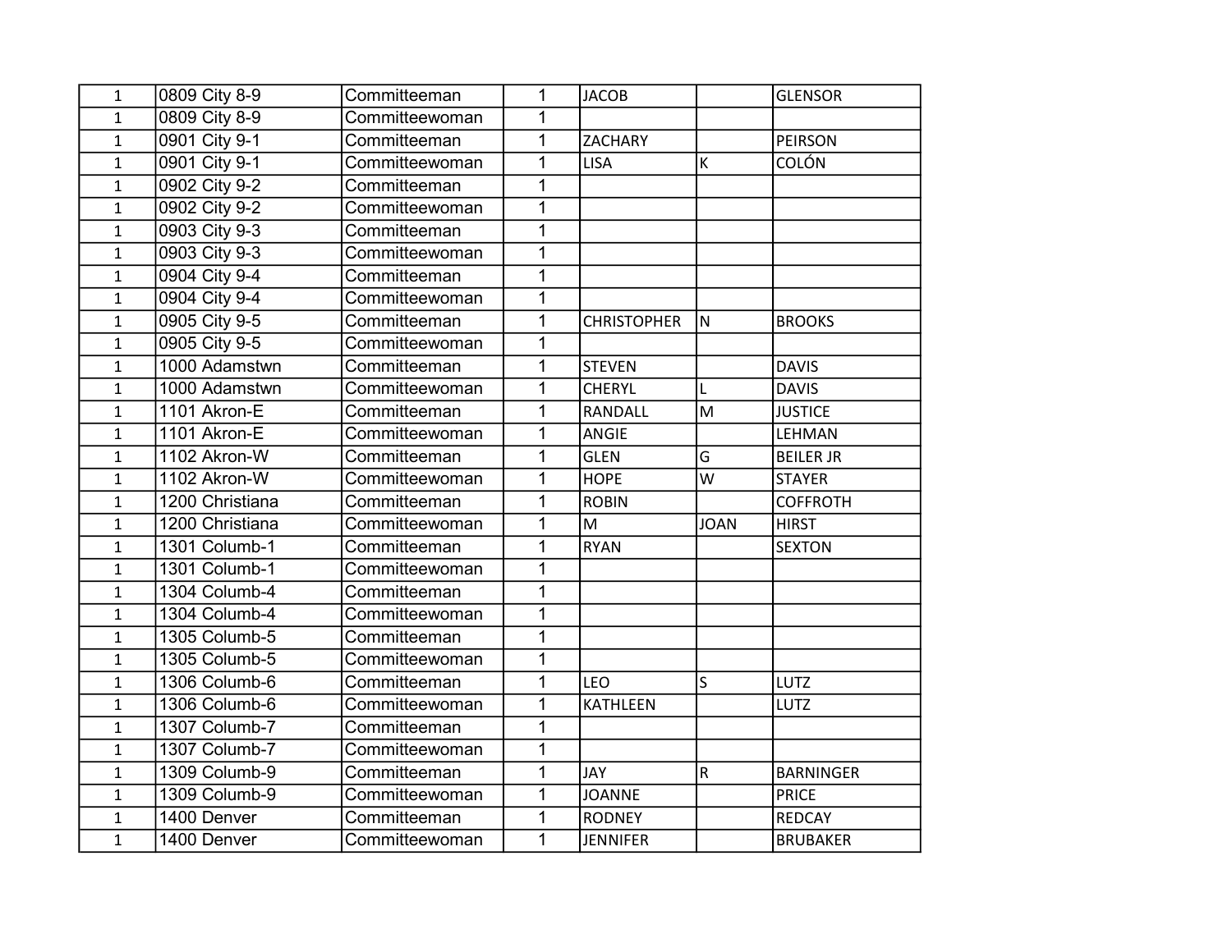| | | | | | | |
|---|---|---|---|---|---|---|
| 1 | 0809 City 8-9 | Committeeman | 1 | JACOB | | GLENSOR |
| 1 | 0809 City 8-9 | Committeewoman | 1 | | | |
| 1 | 0901 City 9-1 | Committeeman | 1 | ZACHARY | | PEIRSON |
| 1 | 0901 City 9-1 | Committeewoman | 1 | LISA | K | COLÓN |
| 1 | 0902 City 9-2 | Committeeman | 1 | | | |
| 1 | 0902 City 9-2 | Committeewoman | 1 | | | |
| 1 | 0903 City 9-3 | Committeeman | 1 | | | |
| 1 | 0903 City 9-3 | Committeewoman | 1 | | | |
| 1 | 0904 City 9-4 | Committeeman | 1 | | | |
| 1 | 0904 City 9-4 | Committeewoman | 1 | | | |
| 1 | 0905 City 9-5 | Committeeman | 1 | CHRISTOPHER | N | BROOKS |
| 1 | 0905 City 9-5 | Committeewoman | 1 | | | |
| 1 | 1000 Adamstwn | Committeeman | 1 | STEVEN | | DAVIS |
| 1 | 1000 Adamstwn | Committeewoman | 1 | CHERYL | L | DAVIS |
| 1 | 1101 Akron-E | Committeeman | 1 | RANDALL | M | JUSTICE |
| 1 | 1101 Akron-E | Committeewoman | 1 | ANGIE | | LEHMAN |
| 1 | 1102 Akron-W | Committeeman | 1 | GLEN | G | BEILER JR |
| 1 | 1102 Akron-W | Committeewoman | 1 | HOPE | W | STAYER |
| 1 | 1200 Christiana | Committeeman | 1 | ROBIN | | COFFROTH |
| 1 | 1200 Christiana | Committeewoman | 1 | M | JOAN | HIRST |
| 1 | 1301 Columb-1 | Committeeman | 1 | RYAN | | SEXTON |
| 1 | 1301 Columb-1 | Committeewoman | 1 | | | |
| 1 | 1304 Columb-4 | Committeeman | 1 | | | |
| 1 | 1304 Columb-4 | Committeewoman | 1 | | | |
| 1 | 1305 Columb-5 | Committeeman | 1 | | | |
| 1 | 1305 Columb-5 | Committeewoman | 1 | | | |
| 1 | 1306 Columb-6 | Committeeman | 1 | LEO | S | LUTZ |
| 1 | 1306 Columb-6 | Committeewoman | 1 | KATHLEEN | | LUTZ |
| 1 | 1307 Columb-7 | Committeeman | 1 | | | |
| 1 | 1307 Columb-7 | Committeewoman | 1 | | | |
| 1 | 1309 Columb-9 | Committeeman | 1 | JAY | R | BARNINGER |
| 1 | 1309 Columb-9 | Committeewoman | 1 | JOANNE | | PRICE |
| 1 | 1400 Denver | Committeeman | 1 | RODNEY | | REDCAY |
| 1 | 1400 Denver | Committeewoman | 1 | JENNIFER | | BRUBAKER |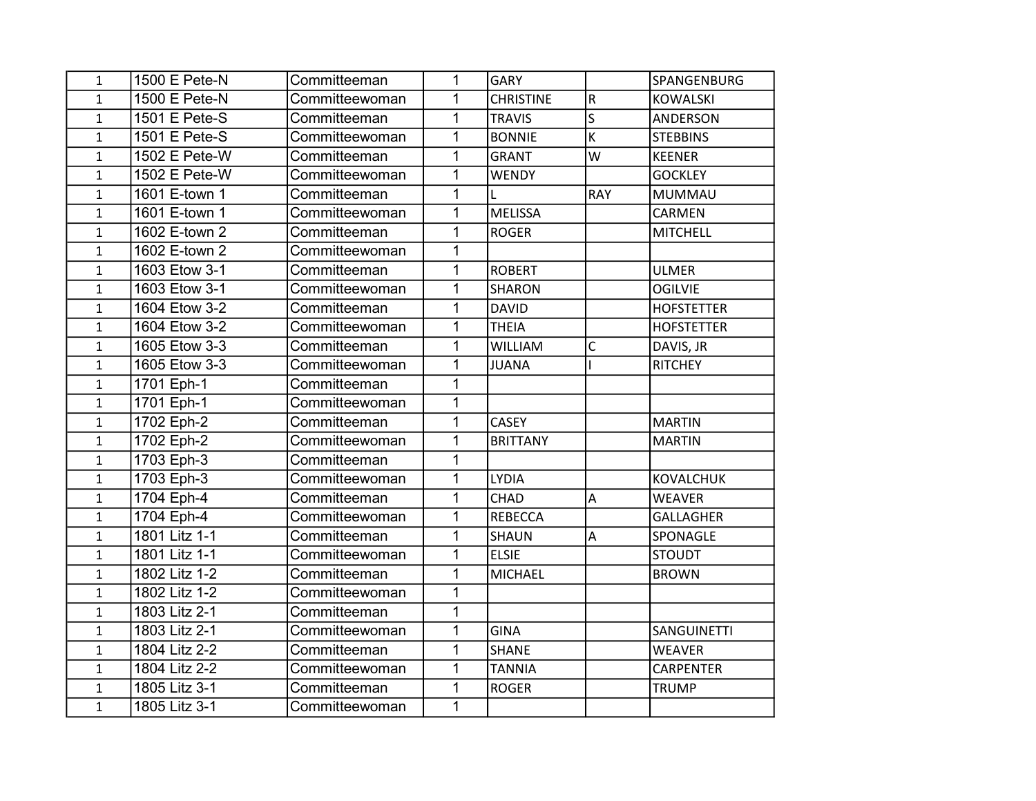| | | | | | | |
|---|---|---|---|---|---|---|
| 1 | 1500 E Pete-N | Committeeman | 1 | GARY | | SPANGENBURG |
| 1 | 1500 E Pete-N | Committeewoman | 1 | CHRISTINE | R | KOWALSKI |
| 1 | 1501 E Pete-S | Committeeman | 1 | TRAVIS | S | ANDERSON |
| 1 | 1501 E Pete-S | Committeewoman | 1 | BONNIE | K | STEBBINS |
| 1 | 1502 E Pete-W | Committeeman | 1 | GRANT | W | KEENER |
| 1 | 1502 E Pete-W | Committeewoman | 1 | WENDY | | GOCKLEY |
| 1 | 1601 E-town 1 | Committeeman | 1 | L | RAY | MUMMAU |
| 1 | 1601 E-town 1 | Committeewoman | 1 | MELISSA | | CARMEN |
| 1 | 1602 E-town 2 | Committeeman | 1 | ROGER | | MITCHELL |
| 1 | 1602 E-town 2 | Committeewoman | 1 | | | |
| 1 | 1603 Etow 3-1 | Committeeman | 1 | ROBERT | | ULMER |
| 1 | 1603 Etow 3-1 | Committeewoman | 1 | SHARON | | OGILVIE |
| 1 | 1604 Etow 3-2 | Committeeman | 1 | DAVID | | HOFSTETTER |
| 1 | 1604 Etow 3-2 | Committeewoman | 1 | THEIA | | HOFSTETTER |
| 1 | 1605 Etow 3-3 | Committeeman | 1 | WILLIAM | C | DAVIS, JR |
| 1 | 1605 Etow 3-3 | Committeewoman | 1 | JUANA | I | RITCHEY |
| 1 | 1701 Eph-1 | Committeeman | 1 | | | |
| 1 | 1701 Eph-1 | Committeewoman | 1 | | | |
| 1 | 1702 Eph-2 | Committeeman | 1 | CASEY | | MARTIN |
| 1 | 1702 Eph-2 | Committeewoman | 1 | BRITTANY | | MARTIN |
| 1 | 1703 Eph-3 | Committeeman | 1 | | | |
| 1 | 1703 Eph-3 | Committeewoman | 1 | LYDIA | | KOVALCHUK |
| 1 | 1704 Eph-4 | Committeeman | 1 | CHAD | A | WEAVER |
| 1 | 1704 Eph-4 | Committeewoman | 1 | REBECCA | | GALLAGHER |
| 1 | 1801 Litz 1-1 | Committeeman | 1 | SHAUN | A | SPONAGLE |
| 1 | 1801 Litz 1-1 | Committeewoman | 1 | ELSIE | | STOUDT |
| 1 | 1802 Litz 1-2 | Committeeman | 1 | MICHAEL | | BROWN |
| 1 | 1802 Litz 1-2 | Committeewoman | 1 | | | |
| 1 | 1803 Litz 2-1 | Committeeman | 1 | | | |
| 1 | 1803 Litz 2-1 | Committeewoman | 1 | GINA | | SANGUINETTI |
| 1 | 1804 Litz 2-2 | Committeeman | 1 | SHANE | | WEAVER |
| 1 | 1804 Litz 2-2 | Committeewoman | 1 | TANNIA | | CARPENTER |
| 1 | 1805 Litz 3-1 | Committeeman | 1 | ROGER | | TRUMP |
| 1 | 1805 Litz 3-1 | Committeewoman | 1 | | | |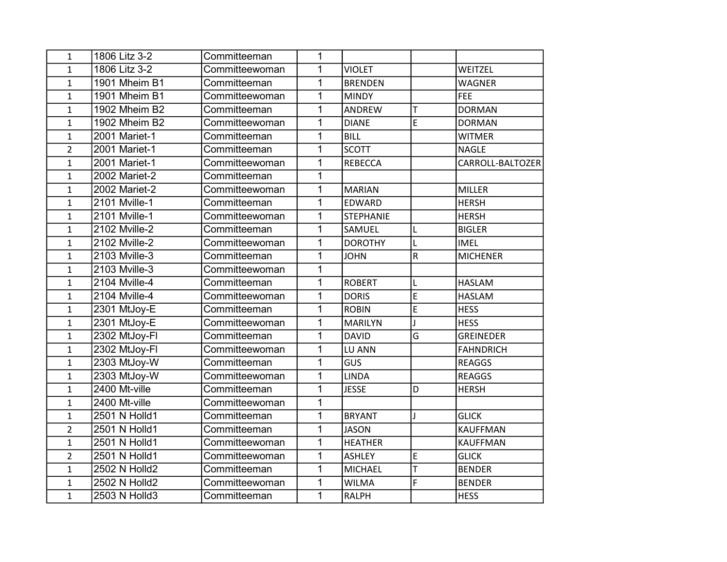| | | | | | | |
|---|---|---|---|---|---|---|
| 1 | 1806 Litz 3-2 | Committeeman | 1 | | | |
| 1 | 1806 Litz 3-2 | Committeewoman | 1 | VIOLET | | WEITZEL |
| 1 | 1901 Mheim B1 | Committeeman | 1 | BRENDEN | | WAGNER |
| 1 | 1901 Mheim B1 | Committeewoman | 1 | MINDY | | FEE |
| 1 | 1902 Mheim B2 | Committeeman | 1 | ANDREW | T | DORMAN |
| 1 | 1902 Mheim B2 | Committeewoman | 1 | DIANE | E | DORMAN |
| 1 | 2001 Mariet-1 | Committeeman | 1 | BILL | | WITMER |
| 2 | 2001 Mariet-1 | Committeeman | 1 | SCOTT | | NAGLE |
| 1 | 2001 Mariet-1 | Committeewoman | 1 | REBECCA | | CARROLL-BALTOZER |
| 1 | 2002 Mariet-2 | Committeeman | 1 | | | |
| 1 | 2002 Mariet-2 | Committeewoman | 1 | MARIAN | | MILLER |
| 1 | 2101 Mville-1 | Committeeman | 1 | EDWARD | | HERSH |
| 1 | 2101 Mville-1 | Committeewoman | 1 | STEPHANIE | | HERSH |
| 1 | 2102 Mville-2 | Committeeman | 1 | SAMUEL | L | BIGLER |
| 1 | 2102 Mville-2 | Committeewoman | 1 | DOROTHY | L | IMEL |
| 1 | 2103 Mville-3 | Committeeman | 1 | JOHN | R | MICHENER |
| 1 | 2103 Mville-3 | Committeewoman | 1 | | | |
| 1 | 2104 Mville-4 | Committeeman | 1 | ROBERT | L | HASLAM |
| 1 | 2104 Mville-4 | Committeewoman | 1 | DORIS | E | HASLAM |
| 1 | 2301 MtJoy-E | Committeeman | 1 | ROBIN | E | HESS |
| 1 | 2301 MtJoy-E | Committeewoman | 1 | MARILYN | J | HESS |
| 1 | 2302 MtJoy-Fl | Committeeman | 1 | DAVID | G | GREINEDER |
| 1 | 2302 MtJoy-Fl | Committeewoman | 1 | LU ANN | | FAHNDRICH |
| 1 | 2303 MtJoy-W | Committeeman | 1 | GUS | | REAGGS |
| 1 | 2303 MtJoy-W | Committeewoman | 1 | LINDA | | REAGGS |
| 1 | 2400 Mt-ville | Committeeman | 1 | JESSE | D | HERSH |
| 1 | 2400 Mt-ville | Committeewoman | 1 | | | |
| 1 | 2501 N Holld1 | Committeeman | 1 | BRYANT | J | GLICK |
| 2 | 2501 N Holld1 | Committeeman | 1 | JASON | | KAUFFMAN |
| 1 | 2501 N Holld1 | Committeewoman | 1 | HEATHER | | KAUFFMAN |
| 2 | 2501 N Holld1 | Committeewoman | 1 | ASHLEY | E | GLICK |
| 1 | 2502 N Holld2 | Committeeman | 1 | MICHAEL | T | BENDER |
| 1 | 2502 N Holld2 | Committeewoman | 1 | WILMA | F | BENDER |
| 1 | 2503 N Holld3 | Committeeman | 1 | RALPH | | HESS |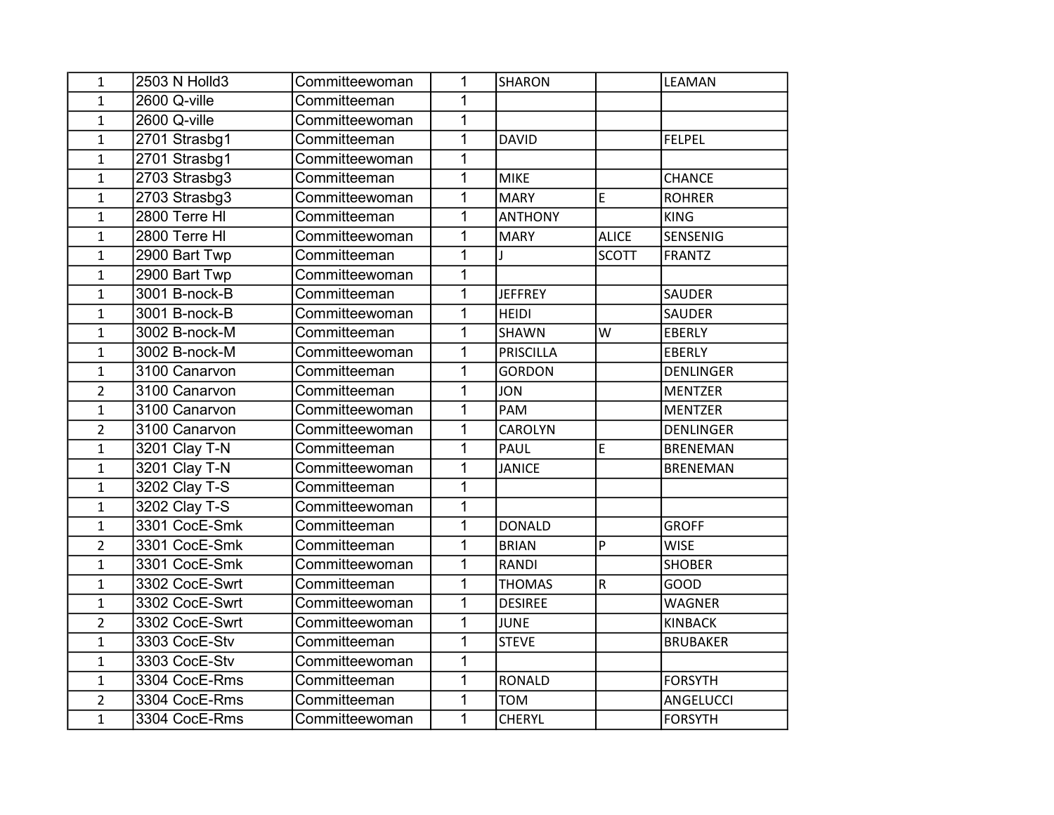| | | | | | | |
|---|---|---|---|---|---|---|
| 1 | 2503 N Holld3 | Committeewoman | 1 | SHARON | | LEAMAN |
| 1 | 2600 Q-ville | Committeeman | 1 | | | |
| 1 | 2600 Q-ville | Committeewoman | 1 | | | |
| 1 | 2701 Strasbg1 | Committeeman | 1 | DAVID | | FELPEL |
| 1 | 2701 Strasbg1 | Committeewoman | 1 | | | |
| 1 | 2703 Strasbg3 | Committeeman | 1 | MIKE | | CHANCE |
| 1 | 2703 Strasbg3 | Committeewoman | 1 | MARY | E | ROHRER |
| 1 | 2800 Terre Hl | Committeeman | 1 | ANTHONY | | KING |
| 1 | 2800 Terre Hl | Committeewoman | 1 | MARY | ALICE | SENSENIG |
| 1 | 2900 Bart Twp | Committeeman | 1 | J | SCOTT | FRANTZ |
| 1 | 2900 Bart Twp | Committeewoman | 1 | | | |
| 1 | 3001 B-nock-B | Committeeman | 1 | JEFFREY | | SAUDER |
| 1 | 3001 B-nock-B | Committeewoman | 1 | HEIDI | | SAUDER |
| 1 | 3002 B-nock-M | Committeeman | 1 | SHAWN | W | EBERLY |
| 1 | 3002 B-nock-M | Committeewoman | 1 | PRISCILLA | | EBERLY |
| 1 | 3100 Canarvon | Committeeman | 1 | GORDON | | DENLINGER |
| 2 | 3100 Canarvon | Committeeman | 1 | JON | | MENTZER |
| 1 | 3100 Canarvon | Committeewoman | 1 | PAM | | MENTZER |
| 2 | 3100 Canarvon | Committeewoman | 1 | CAROLYN | | DENLINGER |
| 1 | 3201 Clay T-N | Committeeman | 1 | PAUL | E | BRENEMAN |
| 1 | 3201 Clay T-N | Committeewoman | 1 | JANICE | | BRENEMAN |
| 1 | 3202 Clay T-S | Committeeman | 1 | | | |
| 1 | 3202 Clay T-S | Committeewoman | 1 | | | |
| 1 | 3301 CocE-Smk | Committeeman | 1 | DONALD | | GROFF |
| 2 | 3301 CocE-Smk | Committeeman | 1 | BRIAN | P | WISE |
| 1 | 3301 CocE-Smk | Committeewoman | 1 | RANDI | | SHOBER |
| 1 | 3302 CocE-Swrt | Committeeman | 1 | THOMAS | R | GOOD |
| 1 | 3302 CocE-Swrt | Committeewoman | 1 | DESIREE | | WAGNER |
| 2 | 3302 CocE-Swrt | Committeewoman | 1 | JUNE | | KINBACK |
| 1 | 3303 CocE-Stv | Committeeman | 1 | STEVE | | BRUBAKER |
| 1 | 3303 CocE-Stv | Committeewoman | 1 | | | |
| 1 | 3304 CocE-Rms | Committeeman | 1 | RONALD | | FORSYTH |
| 2 | 3304 CocE-Rms | Committeeman | 1 | TOM | | ANGELUCCI |
| 1 | 3304 CocE-Rms | Committeewoman | 1 | CHERYL | | FORSYTH |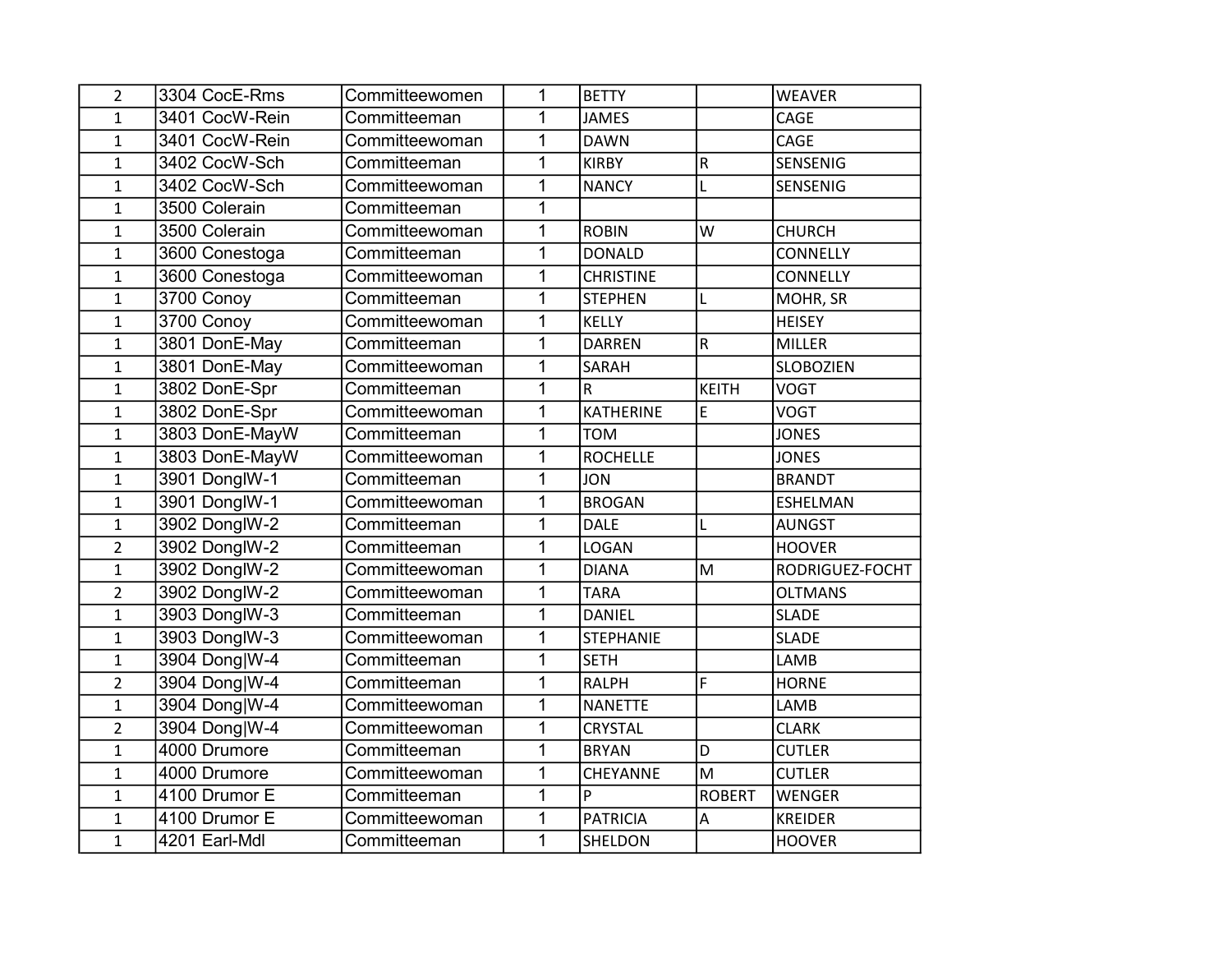| | | | | | | |
|---|---|---|---|---|---|---|
| 2 | 3304 CocE-Rms | Committeewomen | 1 | BETTY | | WEAVER |
| 1 | 3401 CocW-Rein | Committeeman | 1 | JAMES | | CAGE |
| 1 | 3401 CocW-Rein | Committeewoman | 1 | DAWN | | CAGE |
| 1 | 3402 CocW-Sch | Committeeman | 1 | KIRBY | R | SENSENIG |
| 1 | 3402 CocW-Sch | Committeewoman | 1 | NANCY | L | SENSENIG |
| 1 | 3500 Colerain | Committeeman | 1 | | | |
| 1 | 3500 Colerain | Committeewoman | 1 | ROBIN | W | CHURCH |
| 1 | 3600 Conestoga | Committeeman | 1 | DONALD | | CONNELLY |
| 1 | 3600 Conestoga | Committeewoman | 1 | CHRISTINE | | CONNELLY |
| 1 | 3700 Conoy | Committeeman | 1 | STEPHEN | L | MOHR, SR |
| 1 | 3700 Conoy | Committeewoman | 1 | KELLY | | HEISEY |
| 1 | 3801 DonE-May | Committeeman | 1 | DARREN | R | MILLER |
| 1 | 3801 DonE-May | Committeewoman | 1 | SARAH | | SLOBOZIEN |
| 1 | 3802 DonE-Spr | Committeeman | 1 | R | KEITH | VOGT |
| 1 | 3802 DonE-Spr | Committeewoman | 1 | KATHERINE | E | VOGT |
| 1 | 3803 DonE-MayW | Committeeman | 1 | TOM | | JONES |
| 1 | 3803 DonE-MayW | Committeewoman | 1 | ROCHELLE | | JONES |
| 1 | 3901 DonglW-1 | Committeeman | 1 | JON | | BRANDT |
| 1 | 3901 DonglW-1 | Committeewoman | 1 | BROGAN | | ESHELMAN |
| 1 | 3902 DonglW-2 | Committeeman | 1 | DALE | L | AUNGST |
| 2 | 3902 DonglW-2 | Committeeman | 1 | LOGAN | | HOOVER |
| 1 | 3902 DonglW-2 | Committeewoman | 1 | DIANA | M | RODRIGUEZ-FOCHT |
| 2 | 3902 DonglW-2 | Committeewoman | 1 | TARA | | OLTMANS |
| 1 | 3903 DonglW-3 | Committeeman | 1 | DANIEL | | SLADE |
| 1 | 3903 DonglW-3 | Committeewoman | 1 | STEPHANIE | | SLADE |
| 1 | 3904 Dong\|W-4 | Committeeman | 1 | SETH | | LAMB |
| 2 | 3904 Dong\|W-4 | Committeeman | 1 | RALPH | F | HORNE |
| 1 | 3904 Dong\|W-4 | Committeewoman | 1 | NANETTE | | LAMB |
| 2 | 3904 Dong\|W-4 | Committeewoman | 1 | CRYSTAL | | CLARK |
| 1 | 4000 Drumore | Committeeman | 1 | BRYAN | D | CUTLER |
| 1 | 4000 Drumore | Committeewoman | 1 | CHEYANNE | M | CUTLER |
| 1 | 4100 Drumor E | Committeeman | 1 | P | ROBERT | WENGER |
| 1 | 4100 Drumor E | Committeewoman | 1 | PATRICIA | A | KREIDER |
| 1 | 4201 Earl-Mdl | Committeeman | 1 | SHELDON | | HOOVER |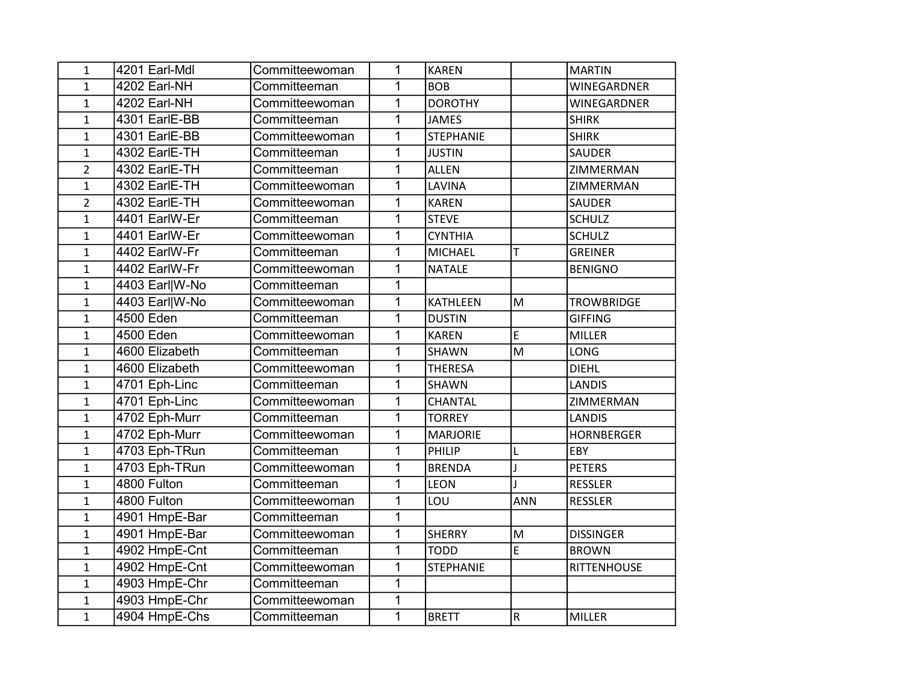| | | | | | | |
|---|---|---|---|---|---|---|
| 1 | 4201 Earl-Mdl | Committeewoman | 1 | KAREN | | MARTIN |
| 1 | 4202 Earl-NH | Committeeman | 1 | BOB | | WINEGARDNER |
| 1 | 4202 Earl-NH | Committeewoman | 1 | DOROTHY | | WINEGARDNER |
| 1 | 4301 EarlE-BB | Committeeman | 1 | JAMES | | SHIRK |
| 1 | 4301 EarlE-BB | Committeewoman | 1 | STEPHANIE | | SHIRK |
| 1 | 4302 EarlE-TH | Committeeman | 1 | JUSTIN | | SAUDER |
| 2 | 4302 EarlE-TH | Committeeman | 1 | ALLEN | | ZIMMERMAN |
| 1 | 4302 EarlE-TH | Committeewoman | 1 | LAVINA | | ZIMMERMAN |
| 2 | 4302 EarlE-TH | Committeewoman | 1 | KAREN | | SAUDER |
| 1 | 4401 EarlW-Er | Committeeman | 1 | STEVE | | SCHULZ |
| 1 | 4401 EarlW-Er | Committeewoman | 1 | CYNTHIA | | SCHULZ |
| 1 | 4402 EarlW-Fr | Committeeman | 1 | MICHAEL | T | GREINER |
| 1 | 4402 EarlW-Fr | Committeewoman | 1 | NATALE | | BENIGNO |
| 1 | 4403 Earl\|W-No | Committeeman | 1 | | | |
| 1 | 4403 Earl\|W-No | Committeewoman | 1 | KATHLEEN | M | TROWBRIDGE |
| 1 | 4500 Eden | Committeeman | 1 | DUSTIN | | GIFFING |
| 1 | 4500 Eden | Committeewoman | 1 | KAREN | E | MILLER |
| 1 | 4600 Elizabeth | Committeeman | 1 | SHAWN | M | LONG |
| 1 | 4600 Elizabeth | Committeewoman | 1 | THERESA | | DIEHL |
| 1 | 4701 Eph-Linc | Committeeman | 1 | SHAWN | | LANDIS |
| 1 | 4701 Eph-Linc | Committeewoman | 1 | CHANTAL | | ZIMMERMAN |
| 1 | 4702 Eph-Murr | Committeeman | 1 | TORREY | | LANDIS |
| 1 | 4702 Eph-Murr | Committeewoman | 1 | MARJORIE | | HORNBERGER |
| 1 | 4703 Eph-TRun | Committeeman | 1 | PHILIP | L | EBY |
| 1 | 4703 Eph-TRun | Committeewoman | 1 | BRENDA | J | PETERS |
| 1 | 4800 Fulton | Committeeman | 1 | LEON | J | RESSLER |
| 1 | 4800 Fulton | Committeewoman | 1 | LOU | ANN | RESSLER |
| 1 | 4901 HmpE-Bar | Committeeman | 1 | | | |
| 1 | 4901 HmpE-Bar | Committeewoman | 1 | SHERRY | M | DISSINGER |
| 1 | 4902 HmpE-Cnt | Committeeman | 1 | TODD | E | BROWN |
| 1 | 4902 HmpE-Cnt | Committeewoman | 1 | STEPHANIE | | RITTENHOUSE |
| 1 | 4903 HmpE-Chr | Committeeman | 1 | | | |
| 1 | 4903 HmpE-Chr | Committeewoman | 1 | | | |
| 1 | 4904 HmpE-Chs | Committeeman | 1 | BRETT | R | MILLER |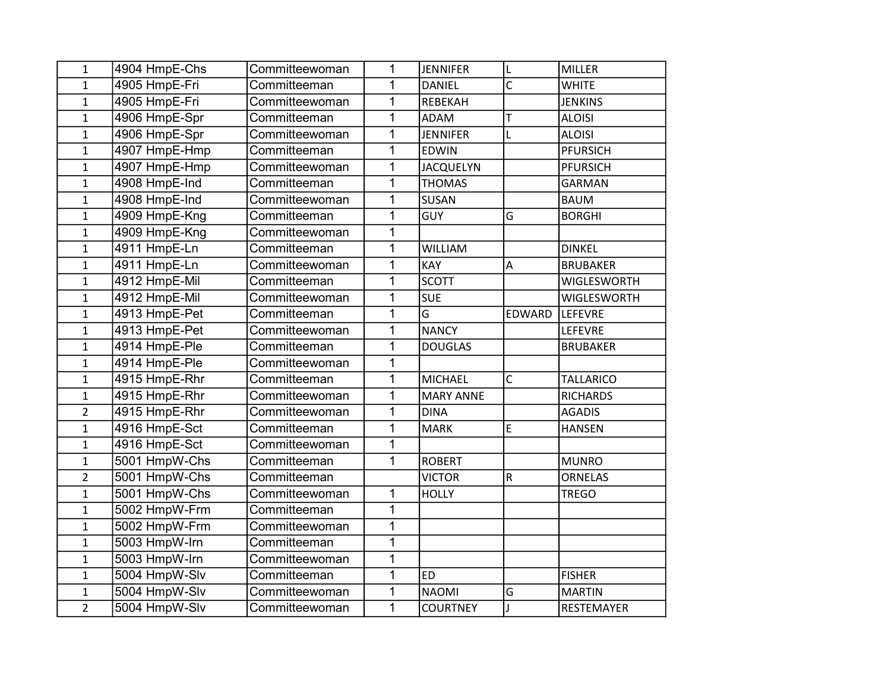| | | | | | | |
|---|---|---|---|---|---|---|
| 1 | 4904 HmpE-Chs | Committeewoman | 1 | JENNIFER | L | MILLER |
| 1 | 4905 HmpE-Fri | Committeeman | 1 | DANIEL | C | WHITE |
| 1 | 4905 HmpE-Fri | Committeewoman | 1 | REBEKAH | | JENKINS |
| 1 | 4906 HmpE-Spr | Committeeman | 1 | ADAM | T | ALOISI |
| 1 | 4906 HmpE-Spr | Committeewoman | 1 | JENNIFER | L | ALOISI |
| 1 | 4907 HmpE-Hmp | Committeeman | 1 | EDWIN | | PFURSICH |
| 1 | 4907 HmpE-Hmp | Committeewoman | 1 | JACQUELYN | | PFURSICH |
| 1 | 4908 HmpE-Ind | Committeeman | 1 | THOMAS | | GARMAN |
| 1 | 4908 HmpE-Ind | Committeewoman | 1 | SUSAN | | BAUM |
| 1 | 4909 HmpE-Kng | Committeeman | 1 | GUY | G | BORGHI |
| 1 | 4909 HmpE-Kng | Committeewoman | 1 | | | |
| 1 | 4911 HmpE-Ln | Committeeman | 1 | WILLIAM | | DINKEL |
| 1 | 4911 HmpE-Ln | Committeewoman | 1 | KAY | A | BRUBAKER |
| 1 | 4912 HmpE-Mil | Committeeman | 1 | SCOTT | | WIGLESWORTH |
| 1 | 4912 HmpE-Mil | Committeewoman | 1 | SUE | | WIGLESWORTH |
| 1 | 4913 HmpE-Pet | Committeeman | 1 | G | EDWARD | LEFEVRE |
| 1 | 4913 HmpE-Pet | Committeewoman | 1 | NANCY | | LEFEVRE |
| 1 | 4914 HmpE-Ple | Committeeman | 1 | DOUGLAS | | BRUBAKER |
| 1 | 4914 HmpE-Ple | Committeewoman | 1 | | | |
| 1 | 4915 HmpE-Rhr | Committeeman | 1 | MICHAEL | C | TALLARICO |
| 1 | 4915 HmpE-Rhr | Committeewoman | 1 | MARY ANNE | | RICHARDS |
| 2 | 4915 HmpE-Rhr | Committeewoman | 1 | DINA | | AGADIS |
| 1 | 4916 HmpE-Sct | Committeeman | 1 | MARK | E | HANSEN |
| 1 | 4916 HmpE-Sct | Committeewoman | 1 | | | |
| 1 | 5001 HmpW-Chs | Committeeman | 1 | ROBERT | | MUNRO |
| 2 | 5001 HmpW-Chs | Committeeman | | VICTOR | R | ORNELAS |
| 1 | 5001 HmpW-Chs | Committeewoman | 1 | HOLLY | | TREGO |
| 1 | 5002 HmpW-Frm | Committeeman | 1 | | | |
| 1 | 5002 HmpW-Frm | Committeewoman | 1 | | | |
| 1 | 5003 HmpW-Irn | Committeeman | 1 | | | |
| 1 | 5003 HmpW-Irn | Committeewoman | 1 | | | |
| 1 | 5004 HmpW-Slv | Committeeman | 1 | ED | | FISHER |
| 1 | 5004 HmpW-Slv | Committeewoman | 1 | NAOMI | G | MARTIN |
| 2 | 5004 HmpW-Slv | Committeewoman | 1 | COURTNEY | J | RESTEMAYER |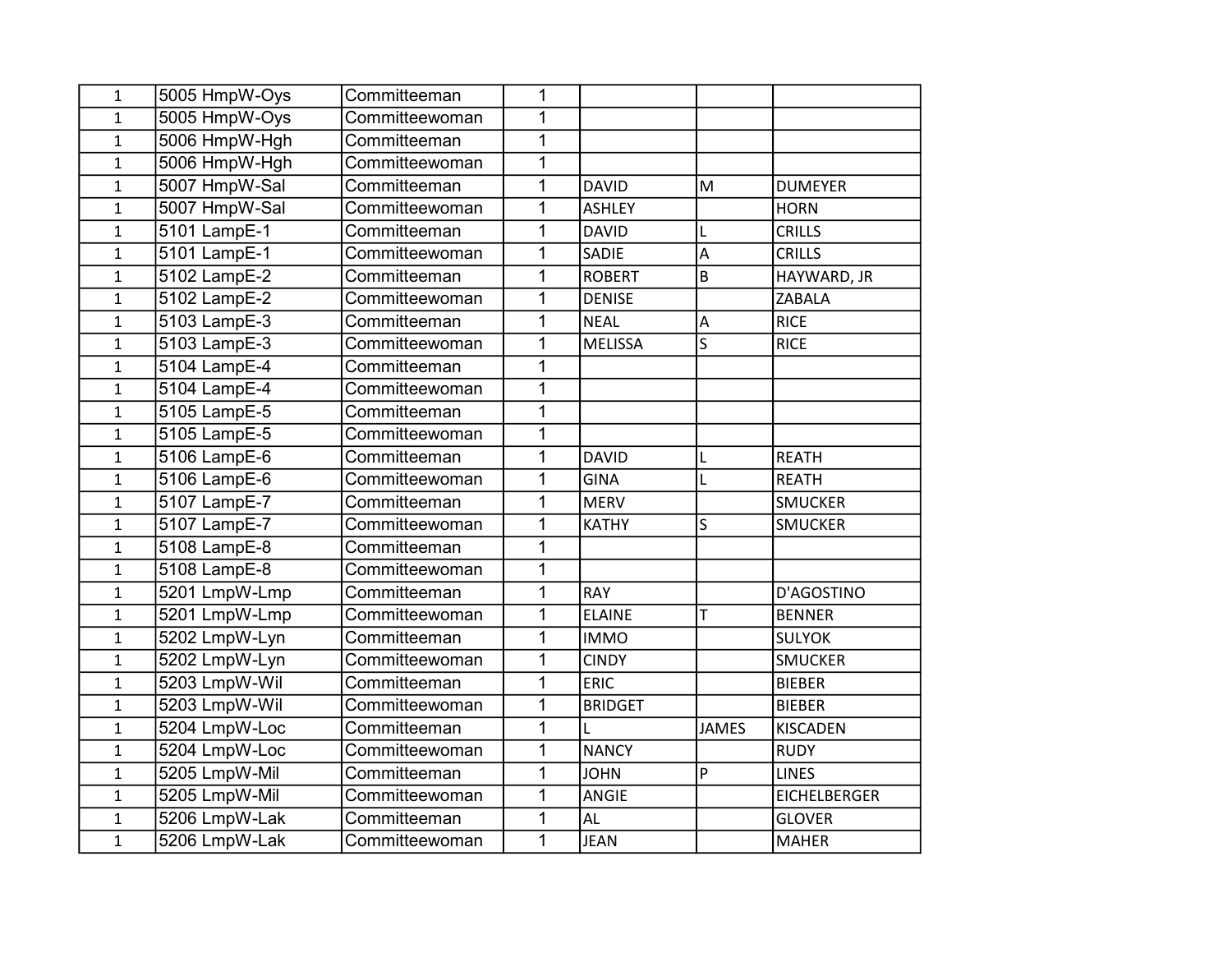| | | | | | | |
|---|---|---|---|---|---|---|
| 1 | 5005 HmpW-Oys | Committeeman | 1 | | | |
| 1 | 5005 HmpW-Oys | Committeewoman | 1 | | | |
| 1 | 5006 HmpW-Hgh | Committeeman | 1 | | | |
| 1 | 5006 HmpW-Hgh | Committeewoman | 1 | | | |
| 1 | 5007 HmpW-Sal | Committeeman | 1 | DAVID | M | DUMEYER |
| 1 | 5007 HmpW-Sal | Committeewoman | 1 | ASHLEY | | HORN |
| 1 | 5101 LampE-1 | Committeeman | 1 | DAVID | L | CRILLS |
| 1 | 5101 LampE-1 | Committeewoman | 1 | SADIE | A | CRILLS |
| 1 | 5102 LampE-2 | Committeeman | 1 | ROBERT | B | HAYWARD, JR |
| 1 | 5102 LampE-2 | Committeewoman | 1 | DENISE | | ZABALA |
| 1 | 5103 LampE-3 | Committeeman | 1 | NEAL | A | RICE |
| 1 | 5103 LampE-3 | Committeewoman | 1 | MELISSA | S | RICE |
| 1 | 5104 LampE-4 | Committeeman | 1 | | | |
| 1 | 5104 LampE-4 | Committeewoman | 1 | | | |
| 1 | 5105 LampE-5 | Committeeman | 1 | | | |
| 1 | 5105 LampE-5 | Committeewoman | 1 | | | |
| 1 | 5106 LampE-6 | Committeeman | 1 | DAVID | L | REATH |
| 1 | 5106 LampE-6 | Committeewoman | 1 | GINA | L | REATH |
| 1 | 5107 LampE-7 | Committeeman | 1 | MERV | | SMUCKER |
| 1 | 5107 LampE-7 | Committeewoman | 1 | KATHY | S | SMUCKER |
| 1 | 5108 LampE-8 | Committeeman | 1 | | | |
| 1 | 5108 LampE-8 | Committeewoman | 1 | | | |
| 1 | 5201 LmpW-Lmp | Committeeman | 1 | RAY | | D'AGOSTINO |
| 1 | 5201 LmpW-Lmp | Committeewoman | 1 | ELAINE | T | BENNER |
| 1 | 5202 LmpW-Lyn | Committeeman | 1 | IMMO | | SULYOK |
| 1 | 5202 LmpW-Lyn | Committeewoman | 1 | CINDY | | SMUCKER |
| 1 | 5203 LmpW-Wil | Committeeman | 1 | ERIC | | BIEBER |
| 1 | 5203 LmpW-Wil | Committeewoman | 1 | BRIDGET | | BIEBER |
| 1 | 5204 LmpW-Loc | Committeeman | 1 | L | JAMES | KISCADEN |
| 1 | 5204 LmpW-Loc | Committeewoman | 1 | NANCY | | RUDY |
| 1 | 5205 LmpW-Mil | Committeeman | 1 | JOHN | P | LINES |
| 1 | 5205 LmpW-Mil | Committeewoman | 1 | ANGIE | | EICHELBERGER |
| 1 | 5206 LmpW-Lak | Committeeman | 1 | AL | | GLOVER |
| 1 | 5206 LmpW-Lak | Committeewoman | 1 | JEAN | | MAHER |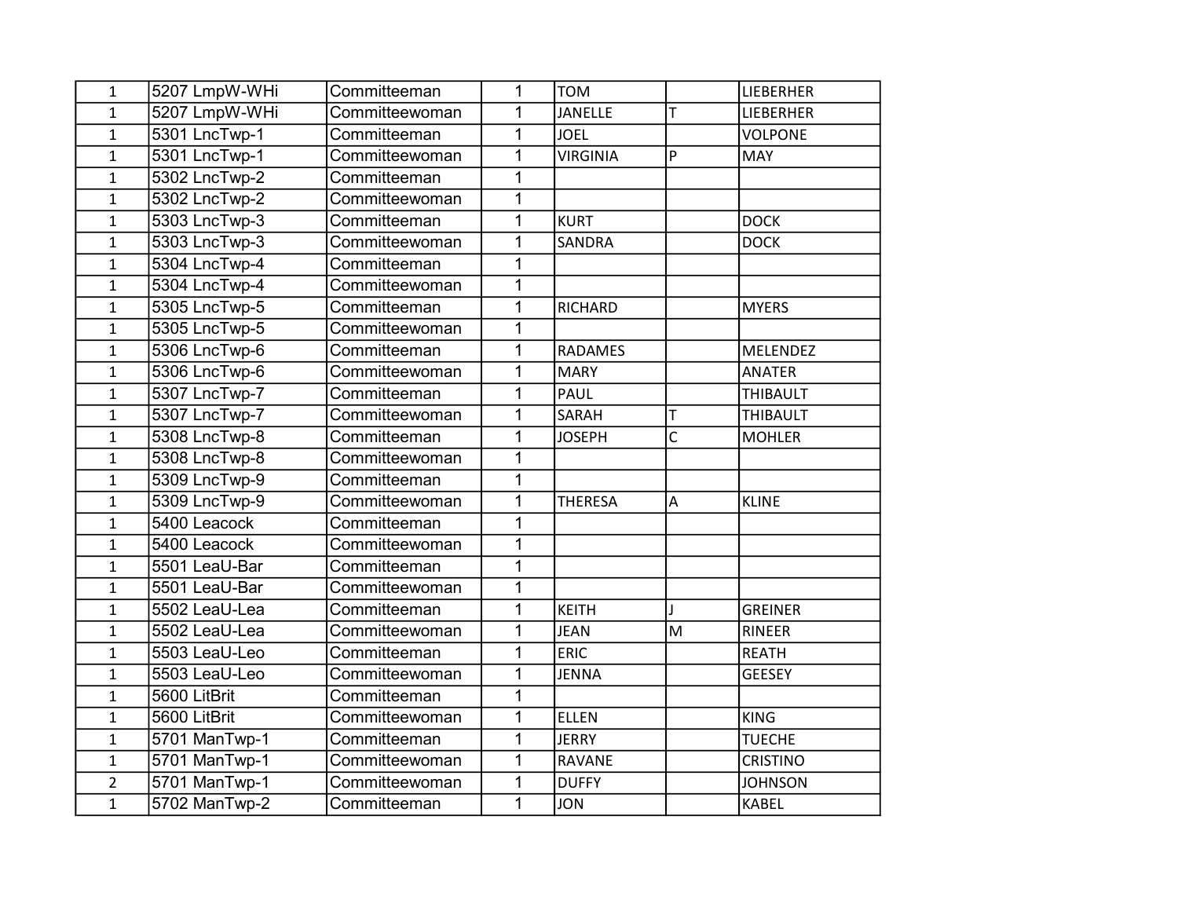| | | | | | | |
|---|---|---|---|---|---|---|
| 1 | 5207 LmpW-WHi | Committeeman | 1 | TOM | | LIEBERHER |
| 1 | 5207 LmpW-WHi | Committeewoman | 1 | JANELLE | T | LIEBERHER |
| 1 | 5301 LncTwp-1 | Committeeman | 1 | JOEL | | VOLPONE |
| 1 | 5301 LncTwp-1 | Committeewoman | 1 | VIRGINIA | P | MAY |
| 1 | 5302 LncTwp-2 | Committeeman | 1 | | | |
| 1 | 5302 LncTwp-2 | Committeewoman | 1 | | | |
| 1 | 5303 LncTwp-3 | Committeeman | 1 | KURT | | DOCK |
| 1 | 5303 LncTwp-3 | Committeewoman | 1 | SANDRA | | DOCK |
| 1 | 5304 LncTwp-4 | Committeeman | 1 | | | |
| 1 | 5304 LncTwp-4 | Committeewoman | 1 | | | |
| 1 | 5305 LncTwp-5 | Committeeman | 1 | RICHARD | | MYERS |
| 1 | 5305 LncTwp-5 | Committeewoman | 1 | | | |
| 1 | 5306 LncTwp-6 | Committeeman | 1 | RADAMES | | MELENDEZ |
| 1 | 5306 LncTwp-6 | Committeewoman | 1 | MARY | | ANATER |
| 1 | 5307 LncTwp-7 | Committeeman | 1 | PAUL | | THIBAULT |
| 1 | 5307 LncTwp-7 | Committeewoman | 1 | SARAH | T | THIBAULT |
| 1 | 5308 LncTwp-8 | Committeeman | 1 | JOSEPH | C | MOHLER |
| 1 | 5308 LncTwp-8 | Committeewoman | 1 | | | |
| 1 | 5309 LncTwp-9 | Committeeman | 1 | | | |
| 1 | 5309 LncTwp-9 | Committeewoman | 1 | THERESA | A | KLINE |
| 1 | 5400 Leacock | Committeeman | 1 | | | |
| 1 | 5400 Leacock | Committeewoman | 1 | | | |
| 1 | 5501 LeaU-Bar | Committeeman | 1 | | | |
| 1 | 5501 LeaU-Bar | Committeewoman | 1 | | | |
| 1 | 5502 LeaU-Lea | Committeeman | 1 | KEITH | J | GREINER |
| 1 | 5502 LeaU-Lea | Committeewoman | 1 | JEAN | M | RINEER |
| 1 | 5503 LeaU-Leo | Committeeman | 1 | ERIC | | REATH |
| 1 | 5503 LeaU-Leo | Committeewoman | 1 | JENNA | | GEESEY |
| 1 | 5600 LitBrit | Committeeman | 1 | | | |
| 1 | 5600 LitBrit | Committeewoman | 1 | ELLEN | | KING |
| 1 | 5701 ManTwp-1 | Committeeman | 1 | JERRY | | TUECHE |
| 1 | 5701 ManTwp-1 | Committeewoman | 1 | RAVANE | | CRISTINO |
| 2 | 5701 ManTwp-1 | Committeewoman | 1 | DUFFY | | JOHNSON |
| 1 | 5702 ManTwp-2 | Committeeman | 1 | JON | | KABEL |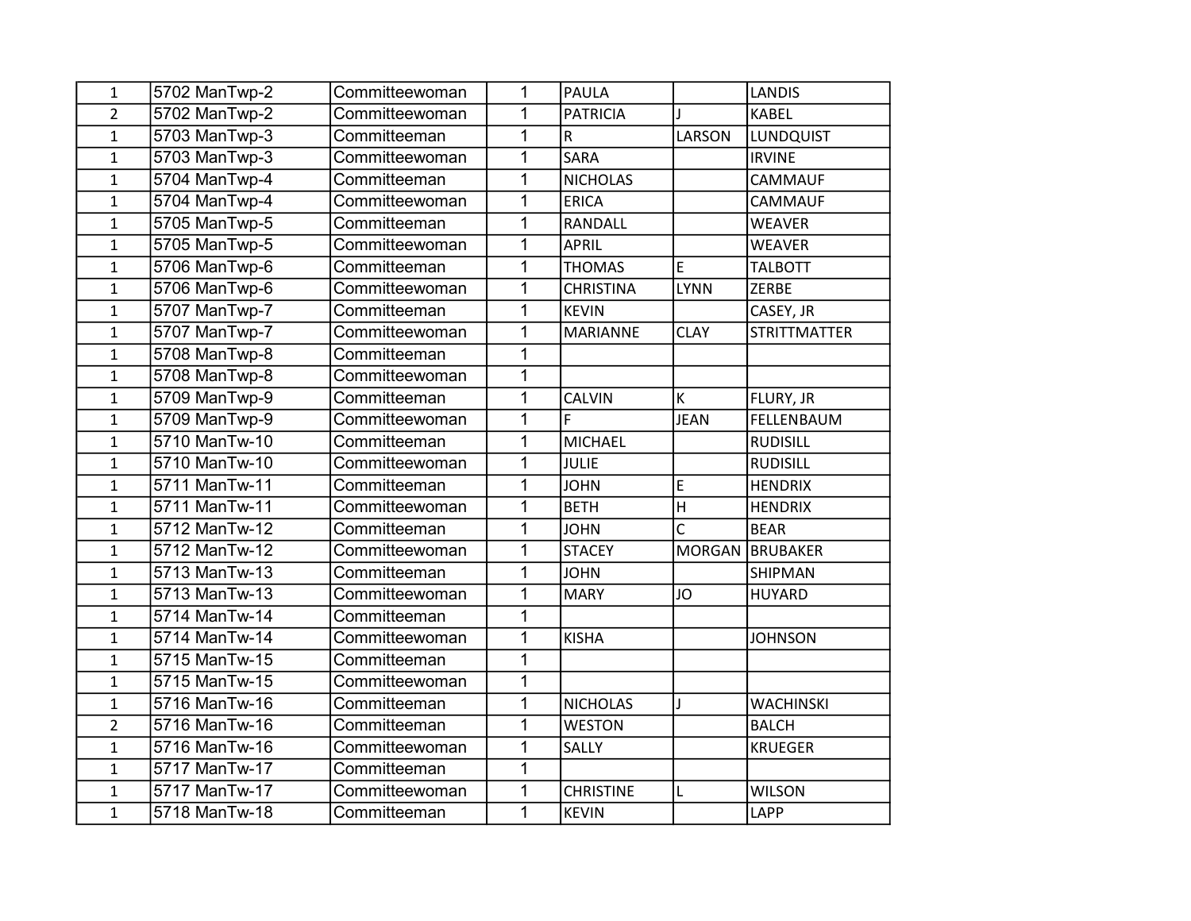| | | | | | | |
|---|---|---|---|---|---|---|
| 1 | 5702 ManTwp-2 | Committeewoman | 1 | PAULA | | LANDIS |
| 2 | 5702 ManTwp-2 | Committeewoman | 1 | PATRICIA | J | KABEL |
| 1 | 5703 ManTwp-3 | Committeeman | 1 | R | LARSON | LUNDQUIST |
| 1 | 5703 ManTwp-3 | Committeewoman | 1 | SARA | | IRVINE |
| 1 | 5704 ManTwp-4 | Committeeman | 1 | NICHOLAS | | CAMMAUF |
| 1 | 5704 ManTwp-4 | Committeewoman | 1 | ERICA | | CAMMAUF |
| 1 | 5705 ManTwp-5 | Committeeman | 1 | RANDALL | | WEAVER |
| 1 | 5705 ManTwp-5 | Committeewoman | 1 | APRIL | | WEAVER |
| 1 | 5706 ManTwp-6 | Committeeman | 1 | THOMAS | E | TALBOTT |
| 1 | 5706 ManTwp-6 | Committeewoman | 1 | CHRISTINA | LYNN | ZERBE |
| 1 | 5707 ManTwp-7 | Committeeman | 1 | KEVIN | | CASEY, JR |
| 1 | 5707 ManTwp-7 | Committeewoman | 1 | MARIANNE | CLAY | STRITTMATTER |
| 1 | 5708 ManTwp-8 | Committeeman | 1 | | | |
| 1 | 5708 ManTwp-8 | Committeewoman | 1 | | | |
| 1 | 5709 ManTwp-9 | Committeeman | 1 | CALVIN | K | FLURY, JR |
| 1 | 5709 ManTwp-9 | Committeewoman | 1 | F | JEAN | FELLENBAUM |
| 1 | 5710 ManTw-10 | Committeeman | 1 | MICHAEL | | RUDISILL |
| 1 | 5710 ManTw-10 | Committeewoman | 1 | JULIE | | RUDISILL |
| 1 | 5711 ManTw-11 | Committeeman | 1 | JOHN | E | HENDRIX |
| 1 | 5711 ManTw-11 | Committeewoman | 1 | BETH | H | HENDRIX |
| 1 | 5712 ManTw-12 | Committeeman | 1 | JOHN | C | BEAR |
| 1 | 5712 ManTw-12 | Committeewoman | 1 | STACEY | MORGAN | BRUBAKER |
| 1 | 5713 ManTw-13 | Committeeman | 1 | JOHN | | SHIPMAN |
| 1 | 5713 ManTw-13 | Committeewoman | 1 | MARY | JO | HUYARD |
| 1 | 5714 ManTw-14 | Committeeman | 1 | | | |
| 1 | 5714 ManTw-14 | Committeewoman | 1 | KISHA | | JOHNSON |
| 1 | 5715 ManTw-15 | Committeeman | 1 | | | |
| 1 | 5715 ManTw-15 | Committeewoman | 1 | | | |
| 1 | 5716 ManTw-16 | Committeeman | 1 | NICHOLAS | J | WACHINSKI |
| 2 | 5716 ManTw-16 | Committeeman | 1 | WESTON | | BALCH |
| 1 | 5716 ManTw-16 | Committeewoman | 1 | SALLY | | KRUEGER |
| 1 | 5717 ManTw-17 | Committeeman | 1 | | | |
| 1 | 5717 ManTw-17 | Committeewoman | 1 | CHRISTINE | L | WILSON |
| 1 | 5718 ManTw-18 | Committeeman | 1 | KEVIN | | LAPP |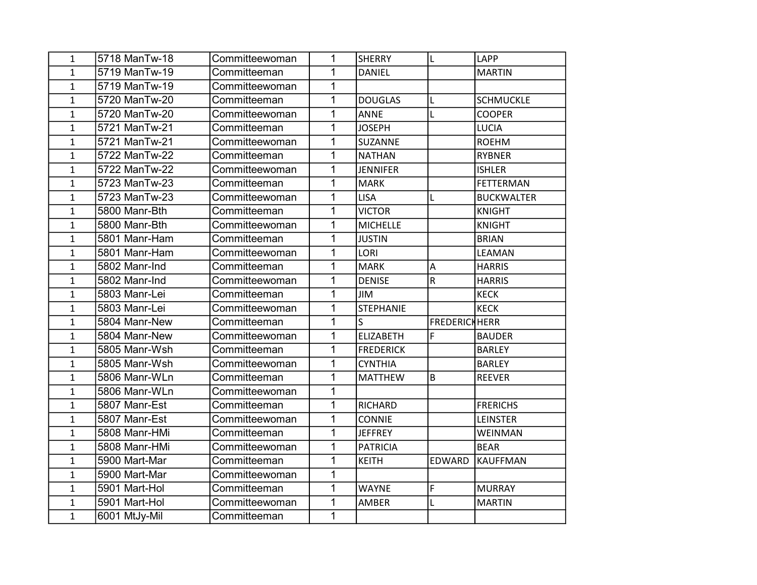| 1 | 5718 ManTw-18 | Committeewoman | 1 | SHERRY | L | LAPP |
|---|---|---|---|---|---|---|
| 1 | 5719 ManTw-19 | Committeeman | 1 | DANIEL | | MARTIN |
| 1 | 5719 ManTw-19 | Committeewoman | 1 | | | |
| 1 | 5720 ManTw-20 | Committeeman | 1 | DOUGLAS | L | SCHMUCKLE |
| 1 | 5720 ManTw-20 | Committeewoman | 1 | ANNE | L | COOPER |
| 1 | 5721 ManTw-21 | Committeeman | 1 | JOSEPH | | LUCIA |
| 1 | 5721 ManTw-21 | Committeewoman | 1 | SUZANNE | | ROEHM |
| 1 | 5722 ManTw-22 | Committeeman | 1 | NATHAN | | RYBNER |
| 1 | 5722 ManTw-22 | Committeewoman | 1 | JENNIFER | | ISHLER |
| 1 | 5723 ManTw-23 | Committeeman | 1 | MARK | | FETTERMAN |
| 1 | 5723 ManTw-23 | Committeewoman | 1 | LISA | L | BUCKWALTER |
| 1 | 5800 Manr-Bth | Committeeman | 1 | VICTOR | | KNIGHT |
| 1 | 5800 Manr-Bth | Committeewoman | 1 | MICHELLE | | KNIGHT |
| 1 | 5801 Manr-Ham | Committeeman | 1 | JUSTIN | | BRIAN |
| 1 | 5801 Manr-Ham | Committeewoman | 1 | LORI | | LEAMAN |
| 1 | 5802 Manr-Ind | Committeeman | 1 | MARK | A | HARRIS |
| 1 | 5802 Manr-Ind | Committeewoman | 1 | DENISE | R | HARRIS |
| 1 | 5803 Manr-Lei | Committeeman | 1 | JIM | | KECK |
| 1 | 5803 Manr-Lei | Committeewoman | 1 | STEPHANIE | | KECK |
| 1 | 5804 Manr-New | Committeeman | 1 | S | FREDERICK | HERR |
| 1 | 5804 Manr-New | Committeewoman | 1 | ELIZABETH | F | BAUDER |
| 1 | 5805 Manr-Wsh | Committeeman | 1 | FREDERICK | | BARLEY |
| 1 | 5805 Manr-Wsh | Committeewoman | 1 | CYNTHIA | | BARLEY |
| 1 | 5806 Manr-WLn | Committeeman | 1 | MATTHEW | B | REEVER |
| 1 | 5806 Manr-WLn | Committeewoman | 1 | | | |
| 1 | 5807 Manr-Est | Committeeman | 1 | RICHARD | | FRERICHS |
| 1 | 5807 Manr-Est | Committeewoman | 1 | CONNIE | | LEINSTER |
| 1 | 5808 Manr-HMi | Committeeman | 1 | JEFFREY | | WEINMAN |
| 1 | 5808 Manr-HMi | Committeewoman | 1 | PATRICIA | | BEAR |
| 1 | 5900 Mart-Mar | Committeeman | 1 | KEITH | EDWARD | KAUFFMAN |
| 1 | 5900 Mart-Mar | Committeewoman | 1 | | | |
| 1 | 5901 Mart-Hol | Committeeman | 1 | WAYNE | F | MURRAY |
| 1 | 5901 Mart-Hol | Committeewoman | 1 | AMBER | L | MARTIN |
| 1 | 6001 MtJy-Mil | Committeeman | 1 | | | |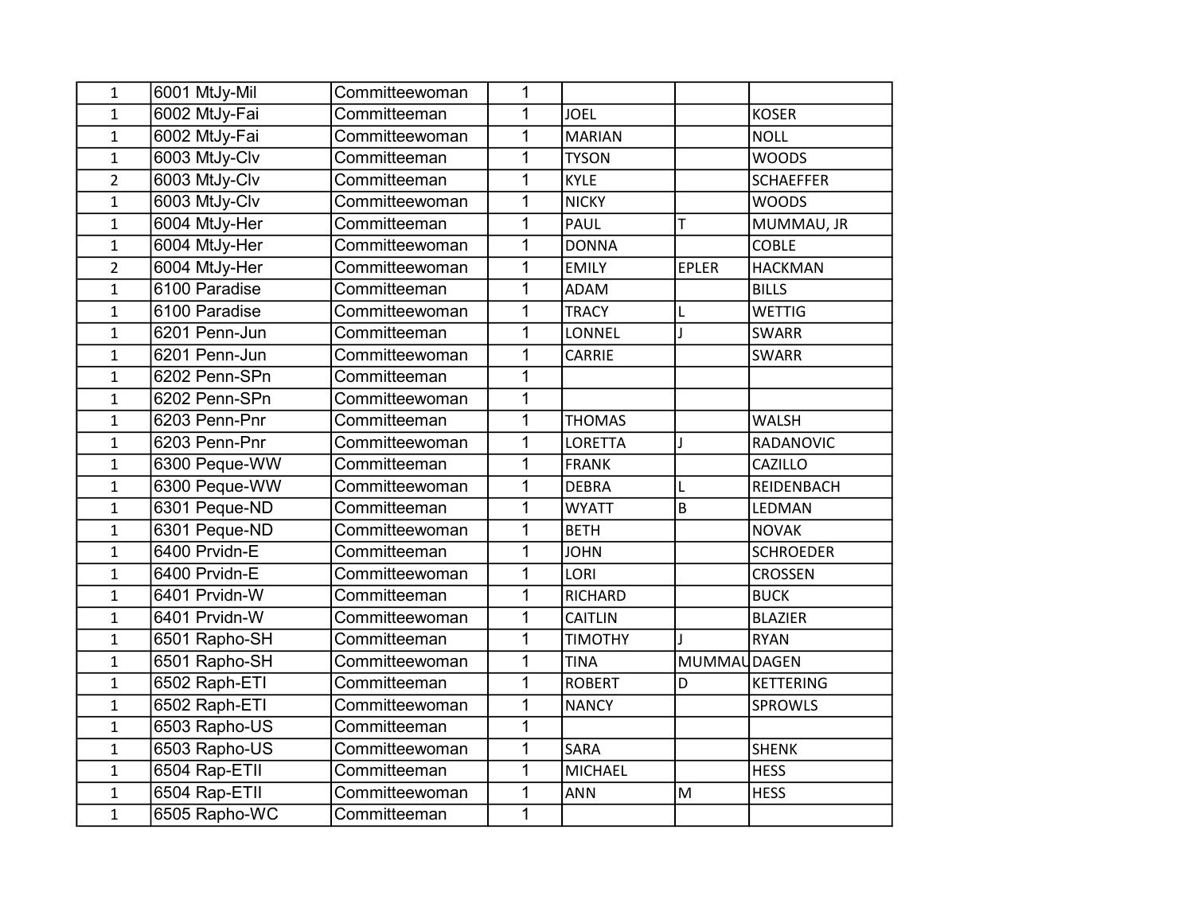| | | | | | | |
|---|---|---|---|---|---|---|
| 1 | 6001 MtJy-Mil | Committeewoman | 1 | | | |
| 1 | 6002 MtJy-Fai | Committeeman | 1 | JOEL | | KOSER |
| 1 | 6002 MtJy-Fai | Committeewoman | 1 | MARIAN | | NOLL |
| 1 | 6003 MtJy-Clv | Committeeman | 1 | TYSON | | WOODS |
| 2 | 6003 MtJy-Clv | Committeeman | 1 | KYLE | | SCHAEFFER |
| 1 | 6003 MtJy-Clv | Committeewoman | 1 | NICKY | | WOODS |
| 1 | 6004 MtJy-Her | Committeeman | 1 | PAUL | T | MUMMAU, JR |
| 1 | 6004 MtJy-Her | Committeewoman | 1 | DONNA | | COBLE |
| 2 | 6004 MtJy-Her | Committeewoman | 1 | EMILY | EPLER | HACKMAN |
| 1 | 6100 Paradise | Committeeman | 1 | ADAM | | BILLS |
| 1 | 6100 Paradise | Committeewoman | 1 | TRACY | L | WETTIG |
| 1 | 6201 Penn-Jun | Committeeman | 1 | LONNEL | J | SWARR |
| 1 | 6201 Penn-Jun | Committeewoman | 1 | CARRIE | | SWARR |
| 1 | 6202 Penn-SPn | Committeeman | 1 | | | |
| 1 | 6202 Penn-SPn | Committeewoman | 1 | | | |
| 1 | 6203 Penn-Pnr | Committeeman | 1 | THOMAS | | WALSH |
| 1 | 6203 Penn-Pnr | Committeewoman | 1 | LORETTA | J | RADANOVIC |
| 1 | 6300 Peque-WW | Committeeman | 1 | FRANK | | CAZILLO |
| 1 | 6300 Peque-WW | Committeewoman | 1 | DEBRA | L | REIDENBACH |
| 1 | 6301 Peque-ND | Committeeman | 1 | WYATT | B | LEDMAN |
| 1 | 6301 Peque-ND | Committeewoman | 1 | BETH | | NOVAK |
| 1 | 6400 Prvidn-E | Committeeman | 1 | JOHN | | SCHROEDER |
| 1 | 6400 Prvidn-E | Committeewoman | 1 | LORI | | CROSSEN |
| 1 | 6401 Prvidn-W | Committeeman | 1 | RICHARD | | BUCK |
| 1 | 6401 Prvidn-W | Committeewoman | 1 | CAITLIN | | BLAZIER |
| 1 | 6501 Rapho-SH | Committeeman | 1 | TIMOTHY | J | RYAN |
| 1 | 6501 Rapho-SH | Committeewoman | 1 | TINA | MUMMAU | DAGEN |
| 1 | 6502 Raph-ETI | Committeeman | 1 | ROBERT | D | KETTERING |
| 1 | 6502 Raph-ETI | Committeewoman | 1 | NANCY | | SPROWLS |
| 1 | 6503 Rapho-US | Committeeman | 1 | | | |
| 1 | 6503 Rapho-US | Committeewoman | 1 | SARA | | SHENK |
| 1 | 6504 Rap-ETII | Committeeman | 1 | MICHAEL | | HESS |
| 1 | 6504 Rap-ETII | Committeewoman | 1 | ANN | M | HESS |
| 1 | 6505 Rapho-WC | Committeeman | 1 | | | |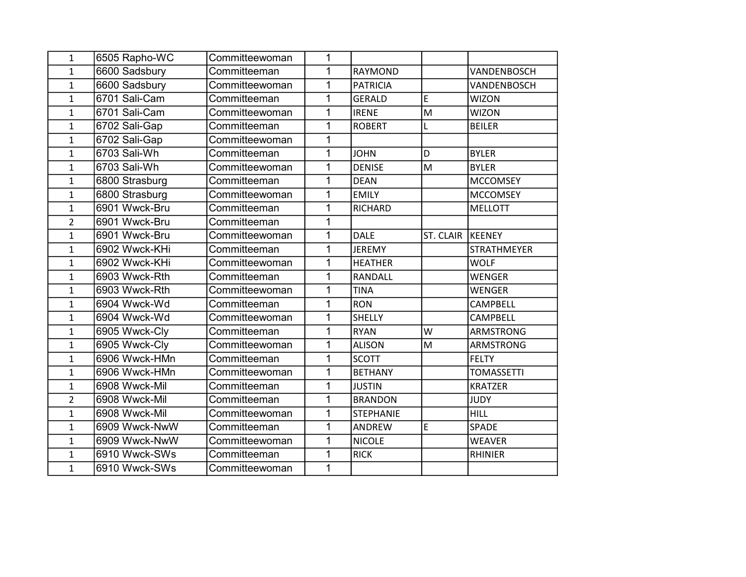| | | | | | | |
|---|---|---|---|---|---|---|
| 1 | 6505 Rapho-WC | Committeewoman | 1 | | | |
| 1 | 6600 Sadsbury | Committeeman | 1 | RAYMOND | | VANDENBOSCH |
| 1 | 6600 Sadsbury | Committeewoman | 1 | PATRICIA | | VANDENBOSCH |
| 1 | 6701 Sali-Cam | Committeeman | 1 | GERALD | E | WIZON |
| 1 | 6701 Sali-Cam | Committeewoman | 1 | IRENE | M | WIZON |
| 1 | 6702 Sali-Gap | Committeeman | 1 | ROBERT | L | BEILER |
| 1 | 6702 Sali-Gap | Committeewoman | 1 | | | |
| 1 | 6703 Sali-Wh | Committeeman | 1 | JOHN | D | BYLER |
| 1 | 6703 Sali-Wh | Committeewoman | 1 | DENISE | M | BYLER |
| 1 | 6800 Strasburg | Committeeman | 1 | DEAN | | MCCOMSEY |
| 1 | 6800 Strasburg | Committeewoman | 1 | EMILY | | MCCOMSEY |
| 1 | 6901 Wwck-Bru | Committeeman | 1 | RICHARD | | MELLOTT |
| 2 | 6901 Wwck-Bru | Committeeman | 1 | | | |
| 1 | 6901 Wwck-Bru | Committeewoman | 1 | DALE | ST. CLAIR | KEENEY |
| 1 | 6902 Wwck-KHi | Committeeman | 1 | JEREMY | | STRATHMEYER |
| 1 | 6902 Wwck-KHi | Committeewoman | 1 | HEATHER | | WOLF |
| 1 | 6903 Wwck-Rth | Committeeman | 1 | RANDALL | | WENGER |
| 1 | 6903 Wwck-Rth | Committeewoman | 1 | TINA | | WENGER |
| 1 | 6904 Wwck-Wd | Committeeman | 1 | RON | | CAMPBELL |
| 1 | 6904 Wwck-Wd | Committeewoman | 1 | SHELLY | | CAMPBELL |
| 1 | 6905 Wwck-Cly | Committeeman | 1 | RYAN | W | ARMSTRONG |
| 1 | 6905 Wwck-Cly | Committeewoman | 1 | ALISON | M | ARMSTRONG |
| 1 | 6906 Wwck-HMn | Committeeman | 1 | SCOTT | | FELTY |
| 1 | 6906 Wwck-HMn | Committeewoman | 1 | BETHANY | | TOMASSETTI |
| 1 | 6908 Wwck-Mil | Committeeman | 1 | JUSTIN | | KRATZER |
| 2 | 6908 Wwck-Mil | Committeeman | 1 | BRANDON | | JUDY |
| 1 | 6908 Wwck-Mil | Committeewoman | 1 | STEPHANIE | | HILL |
| 1 | 6909 Wwck-NwW | Committeeman | 1 | ANDREW | E | SPADE |
| 1 | 6909 Wwck-NwW | Committeewoman | 1 | NICOLE | | WEAVER |
| 1 | 6910 Wwck-SWs | Committeeman | 1 | RICK | | RHINIER |
| 1 | 6910 Wwck-SWs | Committeewoman | 1 | | | |